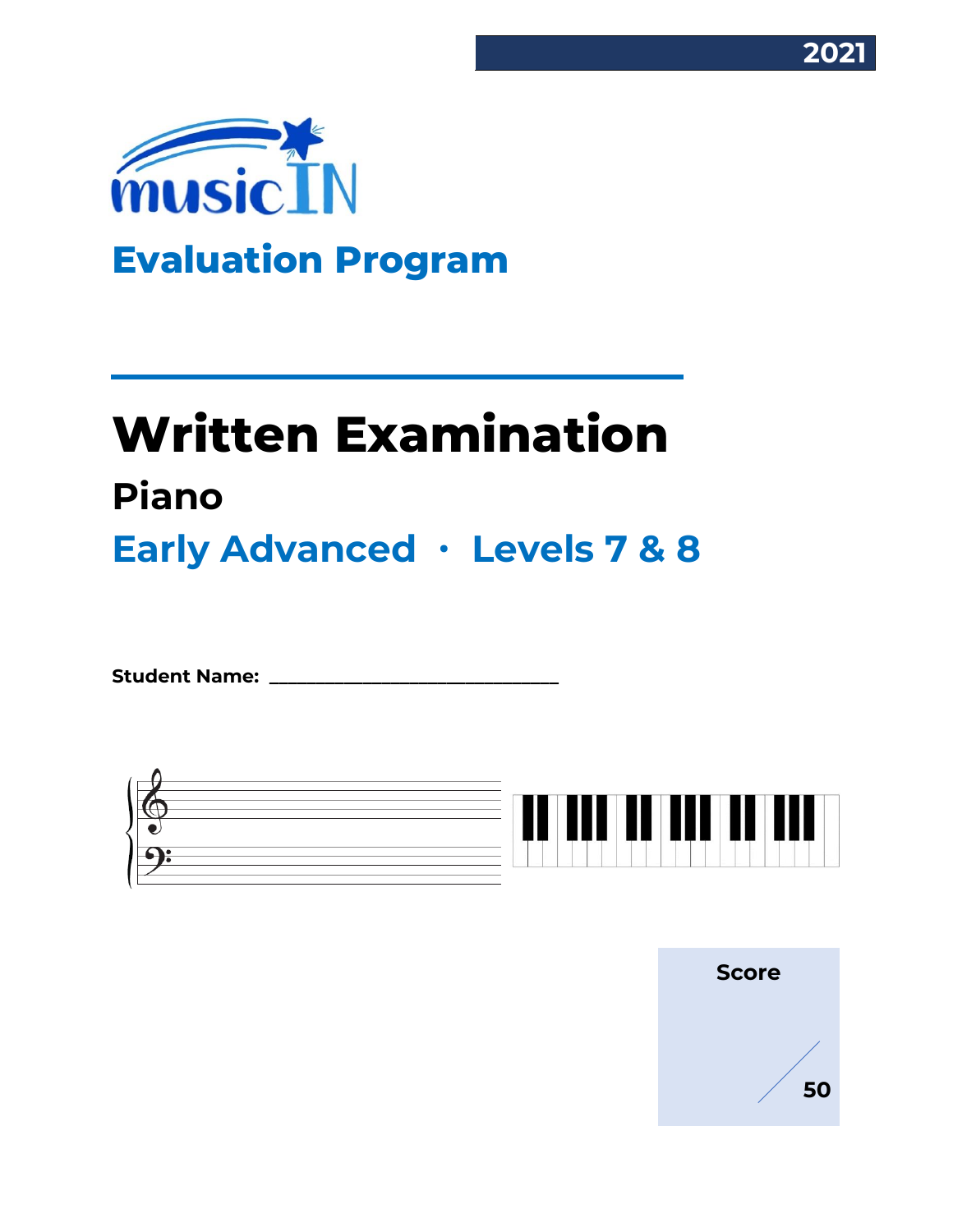2021

musicIN

## Evaluation Program

# Written Examination

## Piano

## Early Advanced · Levels 7 & 8

**Student Name:** ______________________________

**Score**

/ 50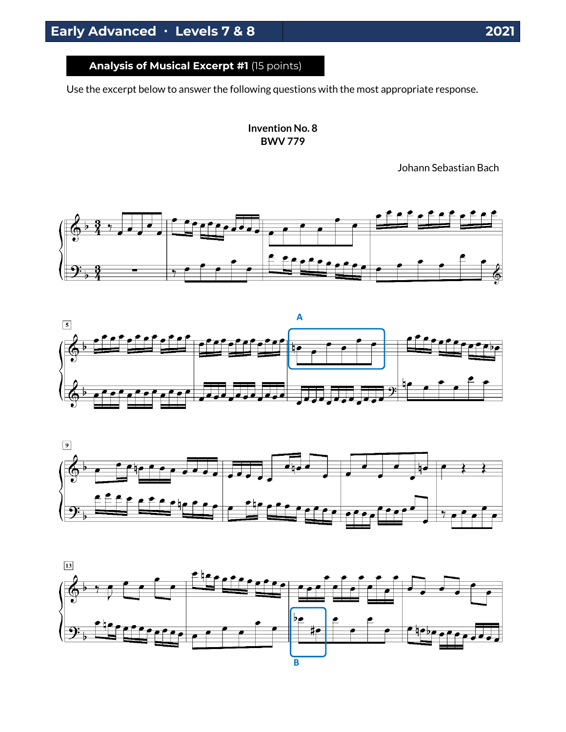## Analysis of Musical Excerpt #1 (15 points)

Use the excerpt below to answer the following questions with the most appropriate response.

**Invention No. 8**
**BWV 779**

Johann Sebastian Bach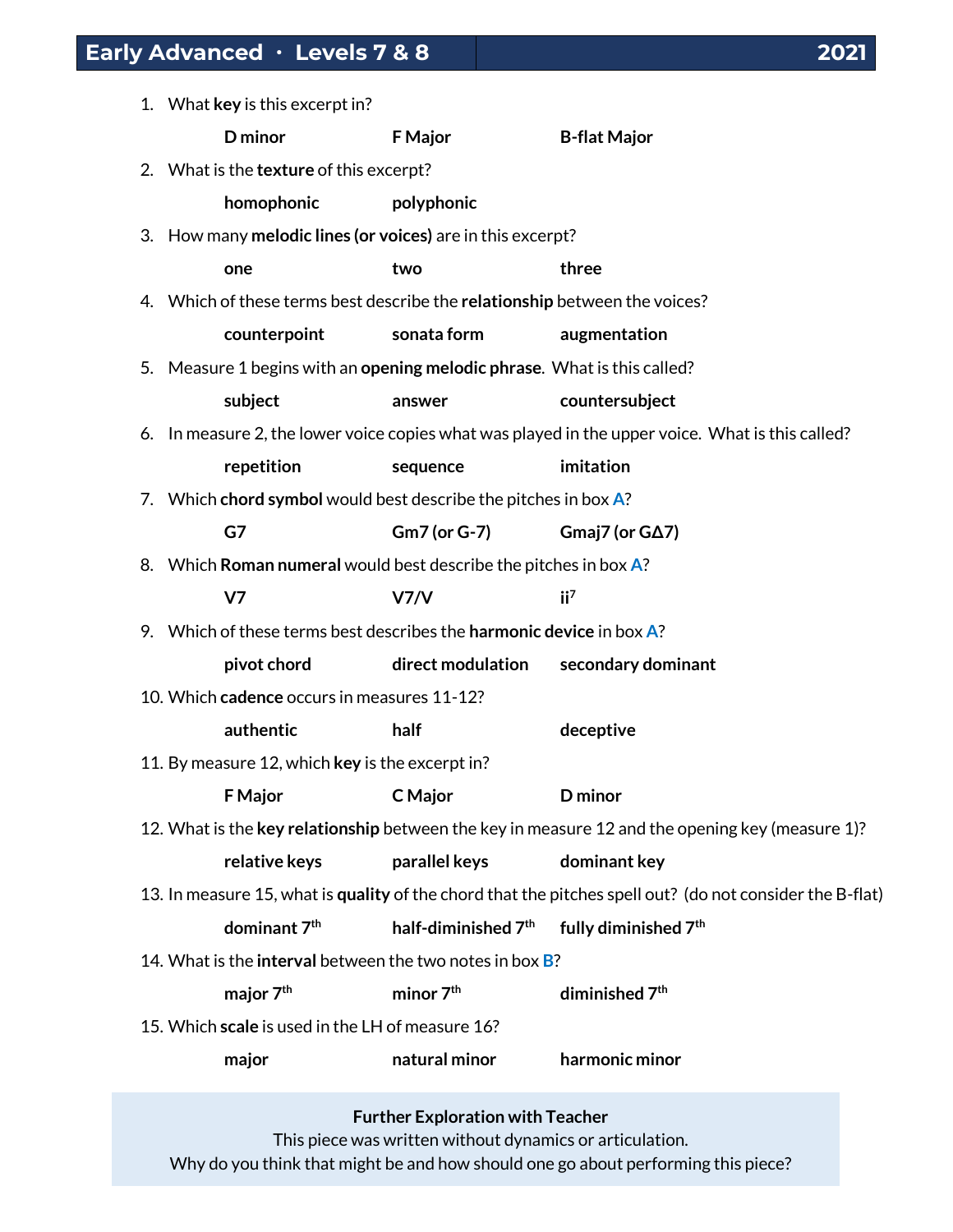## Early Advanced · Levels 7 & 8 — 2021

1. What **key** is this excerpt in?

   **D minor** **F Major** **B-flat Major**

2. What is the **texture** of this excerpt?

   **homophonic** **polyphonic**

3. How many **melodic lines (or voices)** are in this excerpt?

   **one** **two** **three**

4. Which of these terms best describe the **relationship** between the voices?

   **counterpoint** **sonata form** **augmentation**

5. Measure 1 begins with an **opening melodic phrase**. What is this called?

   **subject** **answer** **countersubject**

6. In measure 2, the lower voice copies what was played in the upper voice. What is this called?

   **repetition** **sequence** **imitation**

7. Which **chord symbol** would best describe the pitches in box **A**?

   **G7** **Gm7 (or G-7)** **Gmaj7 (or GΔ7)**

8. Which **Roman numeral** would best describe the pitches in box **A**?

   **V7** **V7/V** **ii$^7$**

9. Which of these terms best describes the **harmonic device** in box **A**?

   **pivot chord** **direct modulation** **secondary dominant**

10. Which **cadence** occurs in measures 11-12?

    **authentic** **half** **deceptive**

11. By measure 12, which **key** is the excerpt in?

    **F Major** **C Major** **D minor**

12. What is the **key relationship** between the key in measure 12 and the opening key (measure 1)?

    **relative keys** **parallel keys** **dominant key**

13. In measure 15, what is **quality** of the chord that the pitches spell out? (do not consider the B-flat)

    **dominant 7$^{th}$** **half-diminished 7$^{th}$** **fully diminished 7$^{th}$**

14. What is the **interval** between the two notes in box **B**?

    **major 7$^{th}$** **minor 7$^{th}$** **diminished 7$^{th}$**

15. Which **scale** is used in the LH of measure 16?

    **major** **natural minor** **harmonic minor**

**Further Exploration with Teacher**

This piece was written without dynamics or articulation.
Why do you think that might be and how should one go about performing this piece?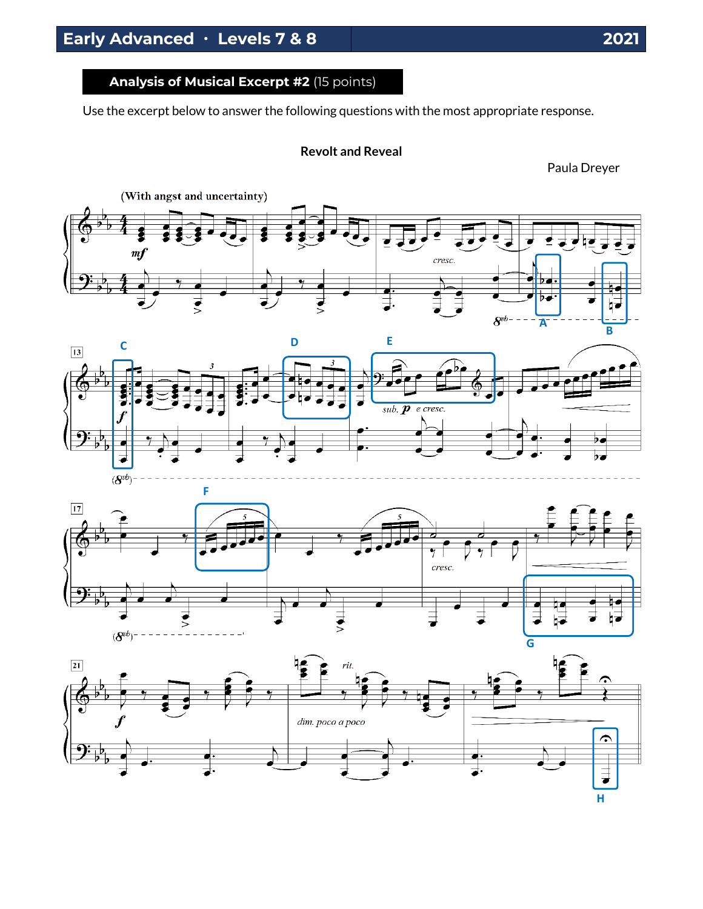# Analysis of Musical Excerpt #2 (15 points)

Use the excerpt below to answer the following questions with the most appropriate response.

**Revolt and Reveal**

Paula Dreyer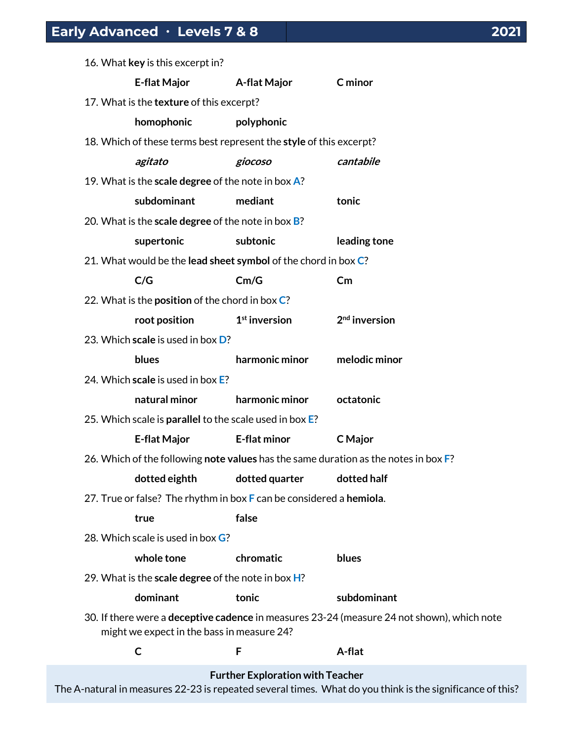16. What **key** is this excerpt in?

    **E-flat Major** **A-flat Major** **C minor**

17. What is the **texture** of this excerpt?

    **homophonic** **polyphonic**

18. Which of these terms best represent the **style** of this excerpt?

    ***agitato*** ***giocoso*** ***cantabile***

19. What is the **scale degree** of the note in box **A**?

    **subdominant** **mediant** **tonic**

20. What is the **scale degree** of the note in box **B**?

    **supertonic** **subtonic** **leading tone**

21. What would be the **lead sheet symbol** of the chord in box **C**?

    **C/G** **Cm/G** **Cm**

22. What is the **position** of the chord in box **C**?

    **root position** **1st inversion** **2nd inversion**

23. Which **scale** is used in box **D**?

    **blues** **harmonic minor** **melodic minor**

24. Which **scale** is used in box **E**?

    **natural minor** **harmonic minor** **octatonic**

25. Which scale is **parallel** to the scale used in box **E**?

    **E-flat Major** **E-flat minor** **C Major**

26. Which of the following **note values** has the same duration as the notes in box **F**?

    **dotted eighth** **dotted quarter** **dotted half**

27. True or false? The rhythm in box **F** can be considered a **hemiola**.

    **true** **false**

28. Which scale is used in box **G**?

    **whole tone** **chromatic** **blues**

29. What is the **scale degree** of the note in box **H**?

    **dominant** **tonic** **subdominant**

30. If there were a **deceptive cadence** in measures 23-24 (measure 24 not shown), which note might we expect in the bass in measure 24?

    **C** **F** **A-flat**

**Further Exploration with Teacher**

The A-natural in measures 22-23 is repeated several times. What do you think is the significance of this?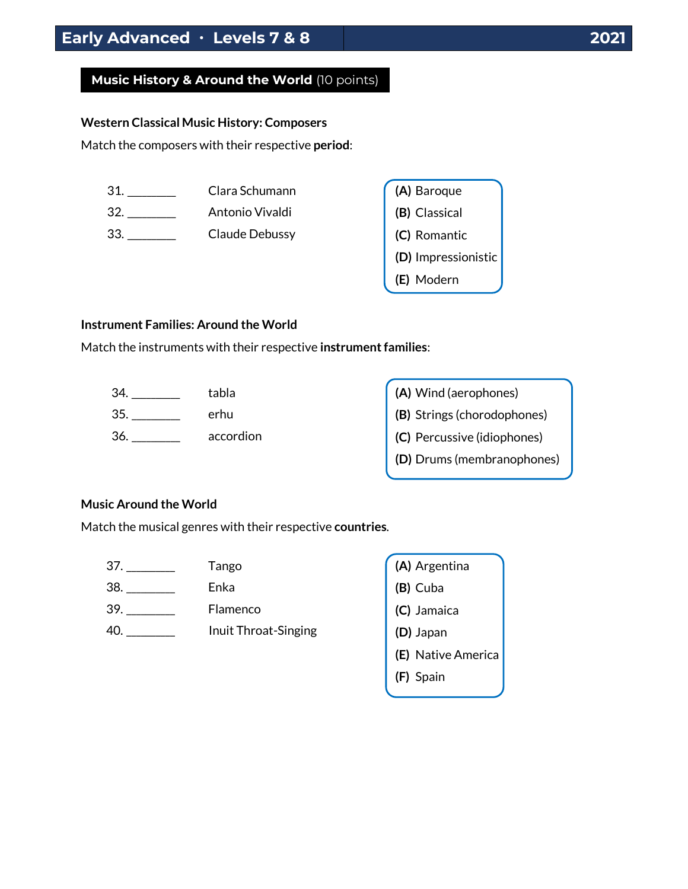## Music History & Around the World (10 points)

### Western Classical Music History: Composers

Match the composers with their respective **period**:

31. ________ Clara Schumann
32. ________ Antonio Vivaldi
33. ________ Claude Debussy

**(A)** Baroque
**(B)** Classical
**(C)** Romantic
**(D)** Impressionistic
**(E)** Modern

### Instrument Families: Around the World

Match the instruments with their respective **instrument families**:

34. ________ tabla
35. ________ erhu
36. ________ accordion

**(A)** Wind (aerophones)
**(B)** Strings (chorodophones)
**(C)** Percussive (idiophones)
**(D)** Drums (membranophones)

### Music Around the World

Match the musical genres with their respective **countries**.

37. ________ Tango
38. ________ Enka
39. ________ Flamenco
40. ________ Inuit Throat-Singing

**(A)** Argentina
**(B)** Cuba
**(C)** Jamaica
**(D)** Japan
**(E)** Native America
**(F)** Spain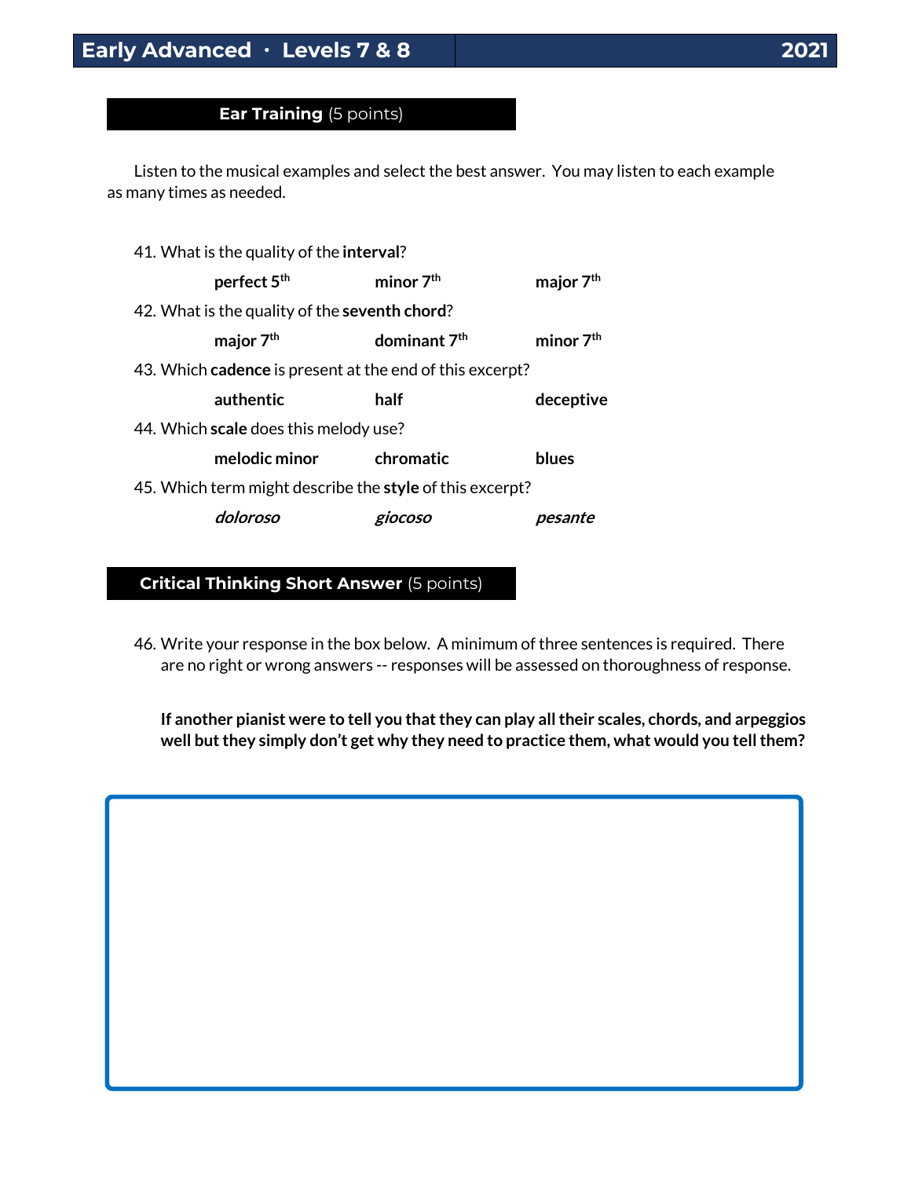## Ear Training (5 points)

Listen to the musical examples and select the best answer. You may listen to each example as many times as needed.

41. What is the quality of the **interval**?

    **perfect 5th** **minor 7th** **major 7th**

42. What is the quality of the **seventh chord**?

    **major 7th** **dominant 7th** **minor 7th**

43. Which **cadence** is present at the end of this excerpt?

    **authentic** **half** **deceptive**

44. Which **scale** does this melody use?

    **melodic minor** **chromatic** **blues**

45. Which term might describe the **style** of this excerpt?

    ***doloroso*** ***giocoso*** ***pesante***

## Critical Thinking Short Answer (5 points)

46. Write your response in the box below. A minimum of three sentences is required. There are no right or wrong answers -- responses will be assessed on thoroughness of response.

    **If another pianist were to tell you that they can play all their scales, chords, and arpeggios well but they simply don't get why they need to practice them, what would you tell them?**